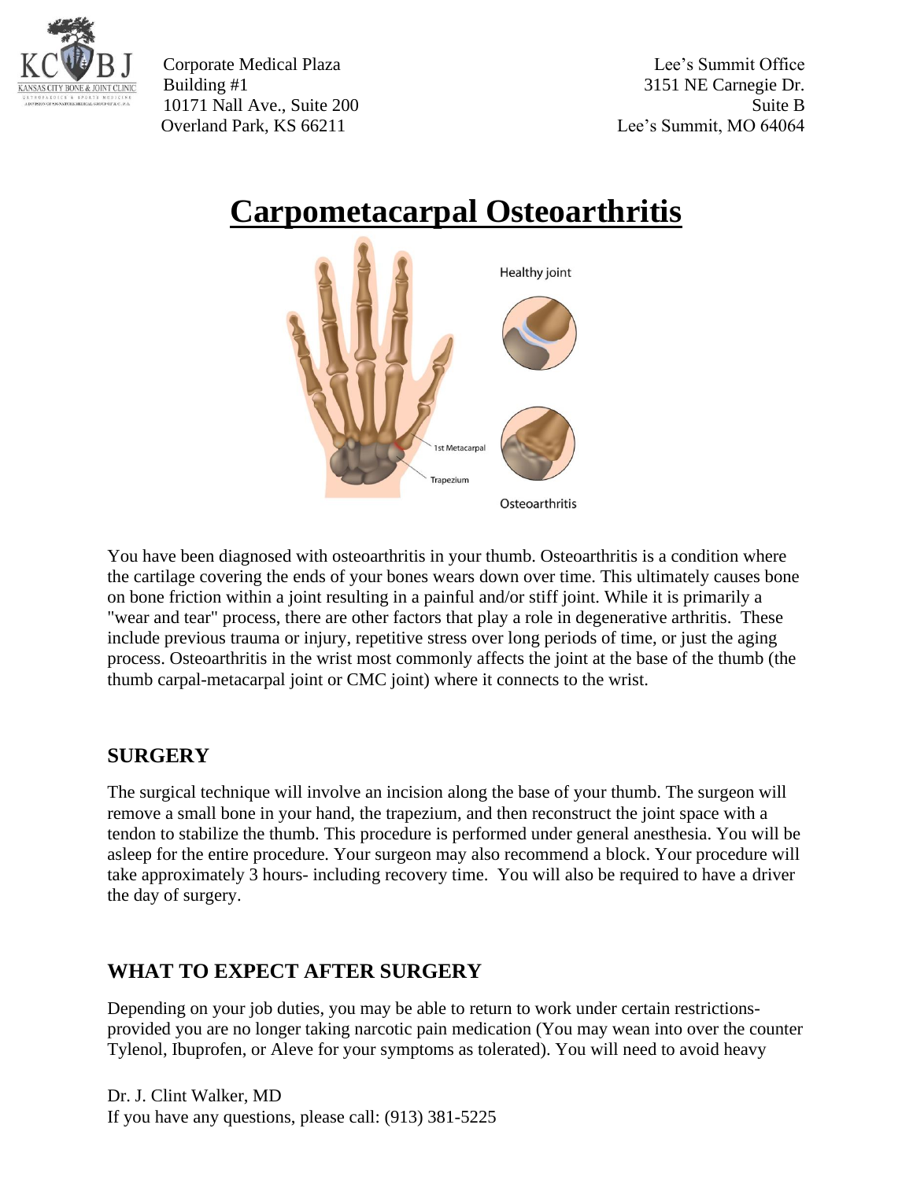Corporate Medical Plaza
Building #1
10171 Nall Ave., Suite 200
Overland Park, KS 66211

Lee's Summit Office
3151 NE Carnegie Dr.
Suite B
Lee's Summit, MO 64064

# Carpometacarpal Osteoarthritis

You have been diagnosed with osteoarthritis in your thumb. Osteoarthritis is a condition where the cartilage covering the ends of your bones wears down over time. This ultimately causes bone on bone friction within a joint resulting in a painful and/or stiff joint. While it is primarily a "wear and tear" process, there are other factors that play a role in degenerative arthritis. These include previous trauma or injury, repetitive stress over long periods of time, or just the aging process. Osteoarthritis in the wrist most commonly affects the joint at the base of the thumb (the thumb carpal-metacarpal joint or CMC joint) where it connects to the wrist.

## SURGERY

The surgical technique will involve an incision along the base of your thumb. The surgeon will remove a small bone in your hand, the trapezium, and then reconstruct the joint space with a tendon to stabilize the thumb. This procedure is performed under general anesthesia. You will be asleep for the entire procedure. Your surgeon may also recommend a block. Your procedure will take approximately 3 hours- including recovery time. You will also be required to have a driver the day of surgery.

## WHAT TO EXPECT AFTER SURGERY

Depending on your job duties, you may be able to return to work under certain restrictions- provided you are no longer taking narcotic pain medication (You may wean into over the counter Tylenol, Ibuprofen, or Aleve for your symptoms as tolerated). You will need to avoid heavy

Dr. J. Clint Walker, MD
If you have any questions, please call: (913) 381-5225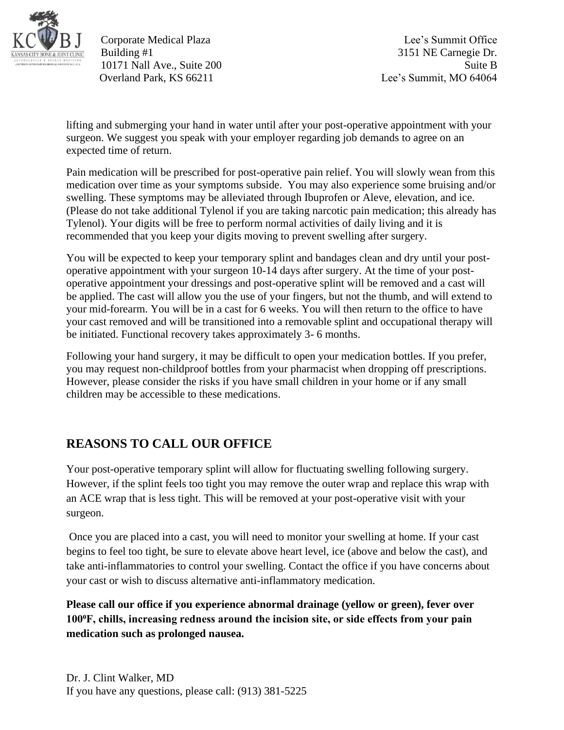lifting and submerging your hand in water until after your post-operative appointment with your surgeon. We suggest you speak with your employer regarding job demands to agree on an expected time of return.

Pain medication will be prescribed for post-operative pain relief. You will slowly wean from this medication over time as your symptoms subside. You may also experience some bruising and/or swelling. These symptoms may be alleviated through Ibuprofen or Aleve, elevation, and ice. (Please do not take additional Tylenol if you are taking narcotic pain medication; this already has Tylenol). Your digits will be free to perform normal activities of daily living and it is recommended that you keep your digits moving to prevent swelling after surgery.

You will be expected to keep your temporary splint and bandages clean and dry until your post-operative appointment with your surgeon 10-14 days after surgery. At the time of your post-operative appointment your dressings and post-operative splint will be removed and a cast will be applied. The cast will allow you the use of your fingers, but not the thumb, and will extend to your mid-forearm. You will be in a cast for 6 weeks. You will then return to the office to have your cast removed and will be transitioned into a removable splint and occupational therapy will be initiated. Functional recovery takes approximately 3- 6 months.

Following your hand surgery, it may be difficult to open your medication bottles. If you prefer, you may request non-childproof bottles from your pharmacist when dropping off prescriptions. However, please consider the risks if you have small children in your home or if any small children may be accessible to these medications.

## REASONS TO CALL OUR OFFICE

Your post-operative temporary splint will allow for fluctuating swelling following surgery. However, if the splint feels too tight you may remove the outer wrap and replace this wrap with an ACE wrap that is less tight. This will be removed at your post-operative visit with your surgeon.

Once you are placed into a cast, you will need to monitor your swelling at home. If your cast begins to feel too tight, be sure to elevate above heart level, ice (above and below the cast), and take anti-inflammatories to control your swelling. Contact the office if you have concerns about your cast or wish to discuss alternative anti-inflammatory medication.

**Please call our office if you experience abnormal drainage (yellow or green), fever over 100ºF, chills, increasing redness around the incision site, or side effects from your pain medication such as prolonged nausea.**

Dr. J. Clint Walker, MD
If you have any questions, please call: (913) 381-5225